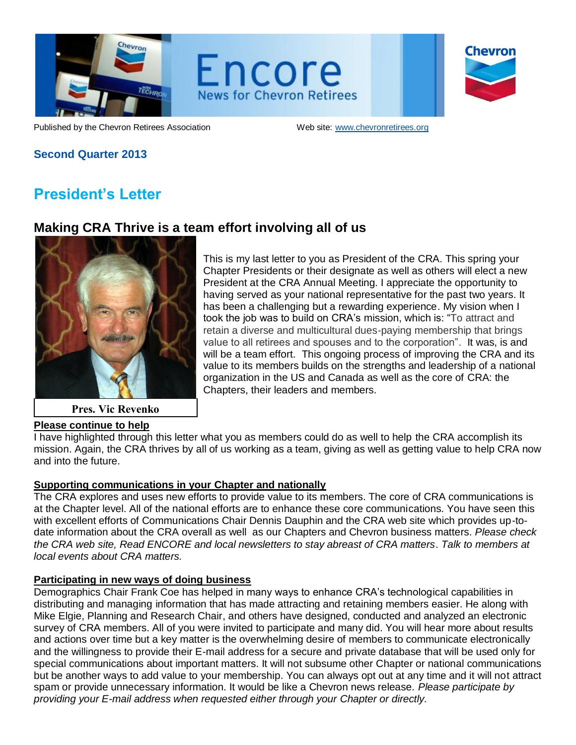# Encore

News for Chevron Retirees

Published by the Chevron Retirees Association Web site: www.chevronretirees.org

**Second Quarter 2013**

## President's Letter

### Making CRA Thrive is a team effort involving all of us

**Pres. Vic Revenko**

This is my last letter to you as President of the CRA. This spring your Chapter Presidents or their designate as well as others will elect a new President at the CRA Annual Meeting. I appreciate the opportunity to having served as your national representative for the past two years. It has been a challenging but a rewarding experience. My vision when I took the job was to build on CRA's mission, which is: "To attract and retain a diverse and multicultural dues-paying membership that brings value to all retirees and spouses and to the corporation". It was, is and will be a team effort. This ongoing process of improving the CRA and its value to its members builds on the strengths and leadership of a national organization in the US and Canada as well as the core of CRA: the Chapters, their leaders and members.

**Please continue to help**

I have highlighted through this letter what you as members could do as well to help the CRA accomplish its mission. Again, the CRA thrives by all of us working as a team, giving as well as getting value to help CRA now and into the future.

**Supporting communications in your Chapter and nationally**

The CRA explores and uses new efforts to provide value to its members. The core of CRA communications is at the Chapter level. All of the national efforts are to enhance these core communications. You have seen this with excellent efforts of Communications Chair Dennis Dauphin and the CRA web site which provides up-to-date information about the CRA overall as well as our Chapters and Chevron business matters. *Please check the CRA web site, Read ENCORE and local newsletters to stay abreast of CRA matters*. *Talk to members at local events about CRA matters.*

**Participating in new ways of doing business**

Demographics Chair Frank Coe has helped in many ways to enhance CRA's technological capabilities in distributing and managing information that has made attracting and retaining members easier. He along with Mike Elgie, Planning and Research Chair, and others have designed, conducted and analyzed an electronic survey of CRA members. All of you were invited to participate and many did. You will hear more about results and actions over time but a key matter is the overwhelming desire of members to communicate electronically and the willingness to provide their E-mail address for a secure and private database that will be used only for special communications about important matters. It will not subsume other Chapter or national communications but be another ways to add value to your membership. You can always opt out at any time and it will not attract spam or provide unnecessary information. It would be like a Chevron news release. *Please participate by providing your E-mail address when requested either through your Chapter or directly.*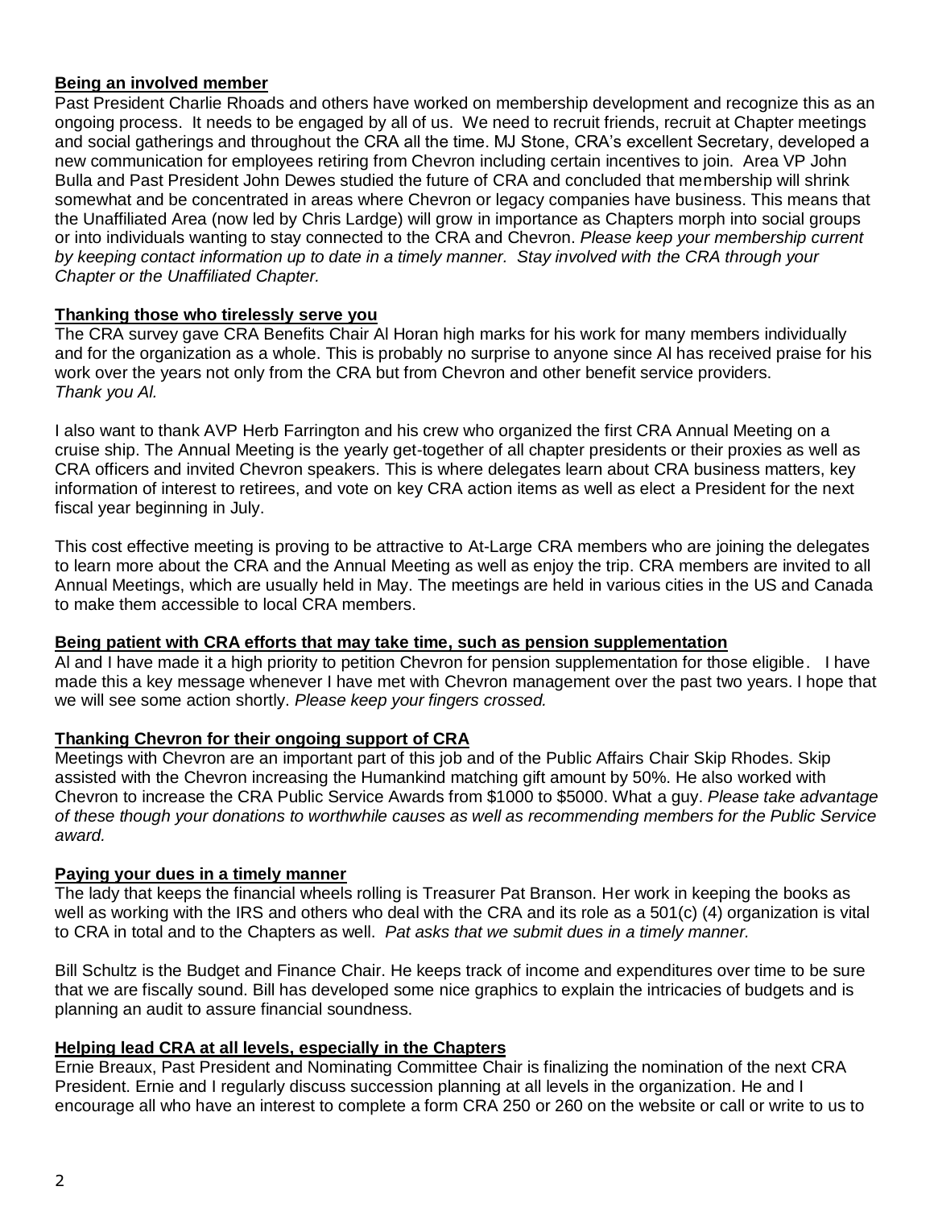**Being an involved member**

Past President Charlie Rhoads and others have worked on membership development and recognize this as an ongoing process. It needs to be engaged by all of us. We need to recruit friends, recruit at Chapter meetings and social gatherings and throughout the CRA all the time. MJ Stone, CRA's excellent Secretary, developed a new communication for employees retiring from Chevron including certain incentives to join. Area VP John Bulla and Past President John Dewes studied the future of CRA and concluded that membership will shrink somewhat and be concentrated in areas where Chevron or legacy companies have business. This means that the Unaffiliated Area (now led by Chris Lardge) will grow in importance as Chapters morph into social groups or into individuals wanting to stay connected to the CRA and Chevron. *Please keep your membership current by keeping contact information up to date in a timely manner. Stay involved with the CRA through your Chapter or the Unaffiliated Chapter.*

**Thanking those who tirelessly serve you**

The CRA survey gave CRA Benefits Chair Al Horan high marks for his work for many members individually and for the organization as a whole. This is probably no surprise to anyone since Al has received praise for his work over the years not only from the CRA but from Chevron and other benefit service providers. *Thank you Al.*

I also want to thank AVP Herb Farrington and his crew who organized the first CRA Annual Meeting on a cruise ship. The Annual Meeting is the yearly get-together of all chapter presidents or their proxies as well as CRA officers and invited Chevron speakers. This is where delegates learn about CRA business matters, key information of interest to retirees, and vote on key CRA action items as well as elect a President for the next fiscal year beginning in July.

This cost effective meeting is proving to be attractive to At-Large CRA members who are joining the delegates to learn more about the CRA and the Annual Meeting as well as enjoy the trip. CRA members are invited to all Annual Meetings, which are usually held in May. The meetings are held in various cities in the US and Canada to make them accessible to local CRA members.

**Being patient with CRA efforts that may take time, such as pension supplementation**

Al and I have made it a high priority to petition Chevron for pension supplementation for those eligible. I have made this a key message whenever I have met with Chevron management over the past two years. I hope that we will see some action shortly. *Please keep your fingers crossed.*

**Thanking Chevron for their ongoing support of CRA**

Meetings with Chevron are an important part of this job and of the Public Affairs Chair Skip Rhodes. Skip assisted with the Chevron increasing the Humankind matching gift amount by 50%. He also worked with Chevron to increase the CRA Public Service Awards from $1000 to $5000. What a guy. *Please take advantage of these though your donations to worthwhile causes as well as recommending members for the Public Service award.*

**Paying your dues in a timely manner**

The lady that keeps the financial wheels rolling is Treasurer Pat Branson. Her work in keeping the books as well as working with the IRS and others who deal with the CRA and its role as a 501(c) (4) organization is vital to CRA in total and to the Chapters as well. *Pat asks that we submit dues in a timely manner.*

Bill Schultz is the Budget and Finance Chair. He keeps track of income and expenditures over time to be sure that we are fiscally sound. Bill has developed some nice graphics to explain the intricacies of budgets and is planning an audit to assure financial soundness.

**Helping lead CRA at all levels, especially in the Chapters**

Ernie Breaux, Past President and Nominating Committee Chair is finalizing the nomination of the next CRA President. Ernie and I regularly discuss succession planning at all levels in the organization. He and I encourage all who have an interest to complete a form CRA 250 or 260 on the website or call or write to us to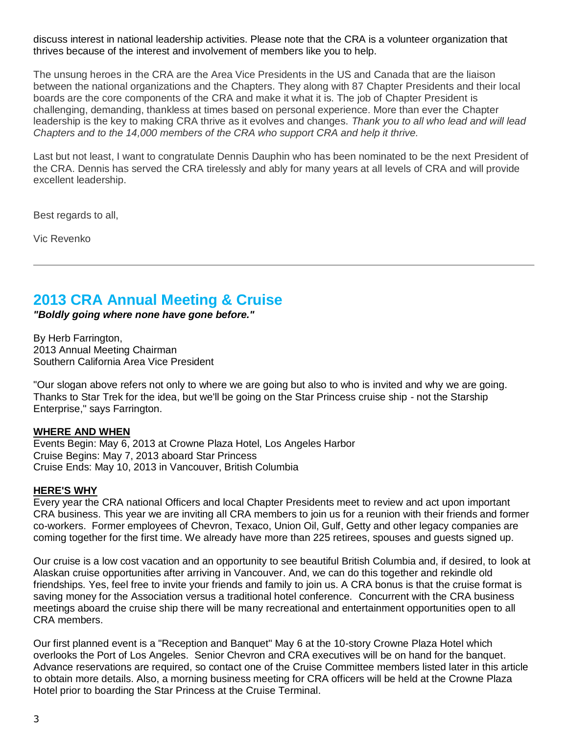discuss interest in national leadership activities. Please note that the CRA is a volunteer organization that thrives because of the interest and involvement of members like you to help.

The unsung heroes in the CRA are the Area Vice Presidents in the US and Canada that are the liaison between the national organizations and the Chapters. They along with 87 Chapter Presidents and their local boards are the core components of the CRA and make it what it is. The job of Chapter President is challenging, demanding, thankless at times based on personal experience. More than ever the Chapter leadership is the key to making CRA thrive as it evolves and changes. *Thank you to all who lead and will lead Chapters and to the 14,000 members of the CRA who support CRA and help it thrive.*

Last but not least, I want to congratulate Dennis Dauphin who has been nominated to be the next President of the CRA. Dennis has served the CRA tirelessly and ably for many years at all levels of CRA and will provide excellent leadership.

Best regards to all,

Vic Revenko

---

## 2013 CRA Annual Meeting & Cruise

***"Boldly going where none have gone before."***

By Herb Farrington,
2013 Annual Meeting Chairman
Southern California Area Vice President

"Our slogan above refers not only to where we are going but also to who is invited and why we are going. Thanks to Star Trek for the idea, but we'll be going on the Star Princess cruise ship - not the Starship Enterprise," says Farrington.

**WHERE AND WHEN**

Events Begin: May 6, 2013 at Crowne Plaza Hotel, Los Angeles Harbor
Cruise Begins: May 7, 2013 aboard Star Princess
Cruise Ends: May 10, 2013 in Vancouver, British Columbia

**HERE'S WHY**

Every year the CRA national Officers and local Chapter Presidents meet to review and act upon important CRA business. This year we are inviting all CRA members to join us for a reunion with their friends and former co-workers. Former employees of Chevron, Texaco, Union Oil, Gulf, Getty and other legacy companies are coming together for the first time. We already have more than 225 retirees, spouses and guests signed up.

Our cruise is a low cost vacation and an opportunity to see beautiful British Columbia and, if desired, to look at Alaskan cruise opportunities after arriving in Vancouver. And, we can do this together and rekindle old friendships. Yes, feel free to invite your friends and family to join us. A CRA bonus is that the cruise format is saving money for the Association versus a traditional hotel conference. Concurrent with the CRA business meetings aboard the cruise ship there will be many recreational and entertainment opportunities open to all CRA members.

Our first planned event is a "Reception and Banquet" May 6 at the 10-story Crowne Plaza Hotel which overlooks the Port of Los Angeles. Senior Chevron and CRA executives will be on hand for the banquet. Advance reservations are required, so contact one of the Cruise Committee members listed later in this article to obtain more details. Also, a morning business meeting for CRA officers will be held at the Crowne Plaza Hotel prior to boarding the Star Princess at the Cruise Terminal.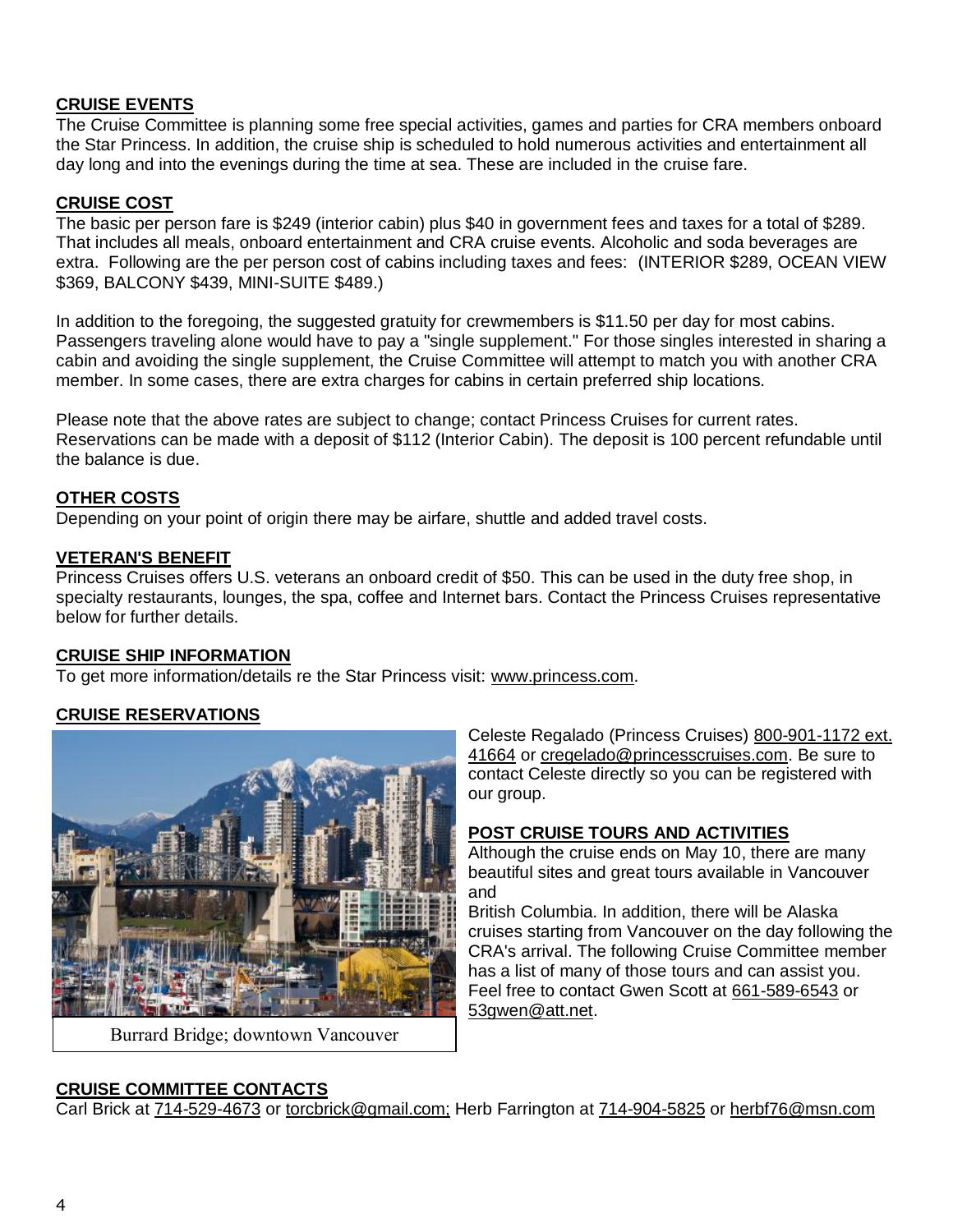**CRUISE EVENTS**

The Cruise Committee is planning some free special activities, games and parties for CRA members onboard the Star Princess. In addition, the cruise ship is scheduled to hold numerous activities and entertainment all day long and into the evenings during the time at sea. These are included in the cruise fare.

**CRUISE COST**

The basic per person fare is $249 (interior cabin) plus $40 in government fees and taxes for a total of $289. That includes all meals, onboard entertainment and CRA cruise events. Alcoholic and soda beverages are extra. Following are the per person cost of cabins including taxes and fees: (INTERIOR $289, OCEAN VIEW $369, BALCONY $439, MINI-SUITE $489.)

In addition to the foregoing, the suggested gratuity for crewmembers is $11.50 per day for most cabins. Passengers traveling alone would have to pay a "single supplement." For those singles interested in sharing a cabin and avoiding the single supplement, the Cruise Committee will attempt to match you with another CRA member. In some cases, there are extra charges for cabins in certain preferred ship locations.

Please note that the above rates are subject to change; contact Princess Cruises for current rates. Reservations can be made with a deposit of $112 (Interior Cabin). The deposit is 100 percent refundable until the balance is due.

**OTHER COSTS**

Depending on your point of origin there may be airfare, shuttle and added travel costs.

**VETERAN'S BENEFIT**

Princess Cruises offers U.S. veterans an onboard credit of $50. This can be used in the duty free shop, in specialty restaurants, lounges, the spa, coffee and Internet bars. Contact the Princess Cruises representative below for further details.

**CRUISE SHIP INFORMATION**

To get more information/details re the Star Princess visit: www.princess.com.

**CRUISE RESERVATIONS**

Celeste Regalado (Princess Cruises) 800-901-1172 ext. 41664 or cregelado@princesscruises.com. Be sure to contact Celeste directly so you can be registered with our group.

Burrard Bridge; downtown Vancouver

**POST CRUISE TOURS AND ACTIVITIES**

Although the cruise ends on May 10, there are many beautiful sites and great tours available in Vancouver and British Columbia. In addition, there will be Alaska cruises starting from Vancouver on the day following the CRA's arrival. The following Cruise Committee member has a list of many of those tours and can assist you. Feel free to contact Gwen Scott at 661-589-6543 or 53gwen@att.net.

**CRUISE COMMITTEE CONTACTS**

Carl Brick at 714-529-4673 or torcbrick@gmail.com; Herb Farrington at 714-904-5825 or herbf76@msn.com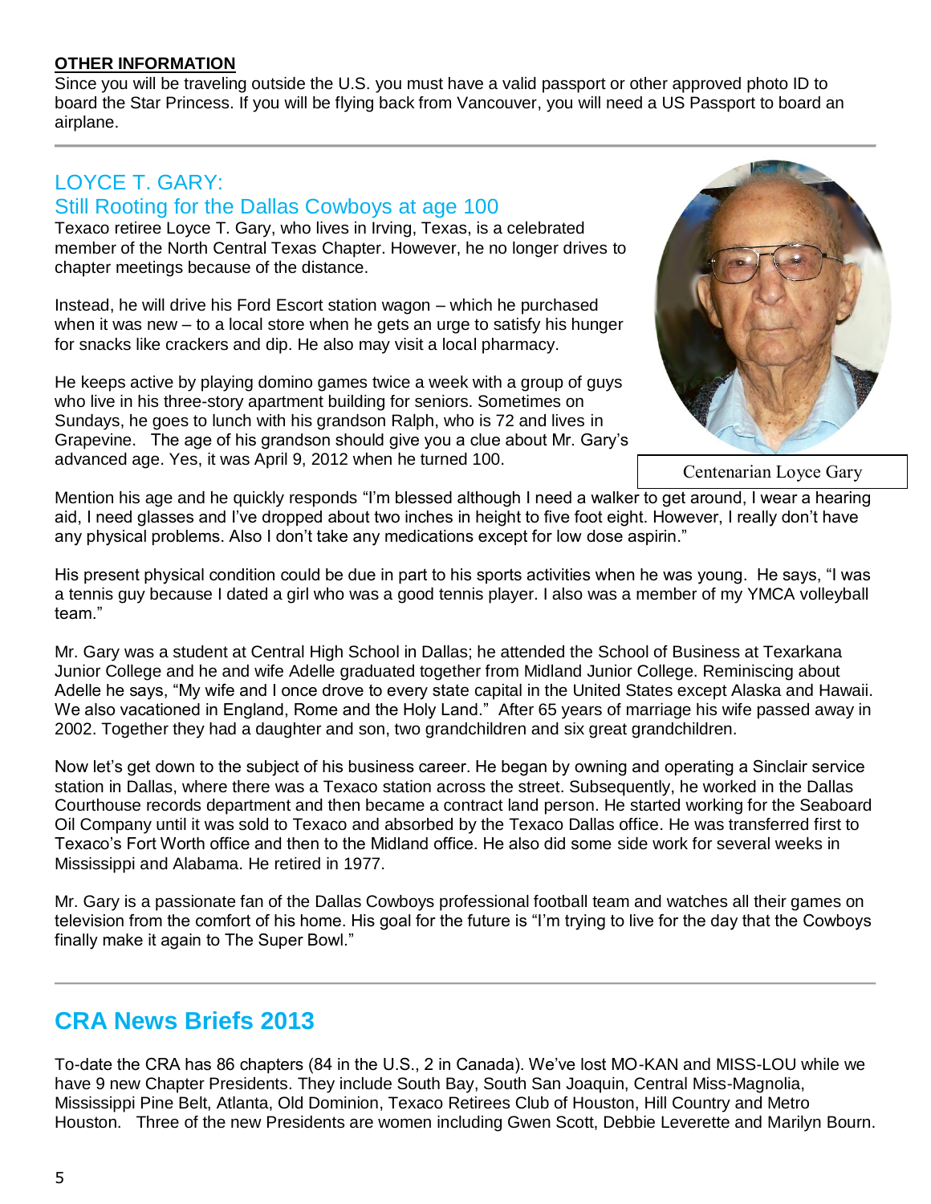**OTHER INFORMATION**

Since you will be traveling outside the U.S. you must have a valid passport or other approved photo ID to board the Star Princess. If you will be flying back from Vancouver, you will need a US Passport to board an airplane.

## LOYCE T. GARY:
## Still Rooting for the Dallas Cowboys at age 100

Texaco retiree Loyce T. Gary, who lives in Irving, Texas, is a celebrated member of the North Central Texas Chapter. However, he no longer drives to chapter meetings because of the distance.

Instead, he will drive his Ford Escort station wagon – which he purchased when it was new – to a local store when he gets an urge to satisfy his hunger for snacks like crackers and dip. He also may visit a local pharmacy.

He keeps active by playing domino games twice a week with a group of guys who live in his three-story apartment building for seniors. Sometimes on Sundays, he goes to lunch with his grandson Ralph, who is 72 and lives in Grapevine. The age of his grandson should give you a clue about Mr. Gary's advanced age. Yes, it was April 9, 2012 when he turned 100.

Centenarian Loyce Gary

Mention his age and he quickly responds "I'm blessed although I need a walker to get around, I wear a hearing aid, I need glasses and I've dropped about two inches in height to five foot eight. However, I really don't have any physical problems. Also I don't take any medications except for low dose aspirin."

His present physical condition could be due in part to his sports activities when he was young. He says, "I was a tennis guy because I dated a girl who was a good tennis player. I also was a member of my YMCA volleyball team."

Mr. Gary was a student at Central High School in Dallas; he attended the School of Business at Texarkana Junior College and he and wife Adelle graduated together from Midland Junior College. Reminiscing about Adelle he says, "My wife and I once drove to every state capital in the United States except Alaska and Hawaii. We also vacationed in England, Rome and the Holy Land." After 65 years of marriage his wife passed away in 2002. Together they had a daughter and son, two grandchildren and six great grandchildren.

Now let's get down to the subject of his business career. He began by owning and operating a Sinclair service station in Dallas, where there was a Texaco station across the street. Subsequently, he worked in the Dallas Courthouse records department and then became a contract land person. He started working for the Seaboard Oil Company until it was sold to Texaco and absorbed by the Texaco Dallas office. He was transferred first to Texaco's Fort Worth office and then to the Midland office. He also did some side work for several weeks in Mississippi and Alabama. He retired in 1977.

Mr. Gary is a passionate fan of the Dallas Cowboys professional football team and watches all their games on television from the comfort of his home. His goal for the future is "I'm trying to live for the day that the Cowboys finally make it again to The Super Bowl."

# CRA News Briefs 2013

To-date the CRA has 86 chapters (84 in the U.S., 2 in Canada). We've lost MO-KAN and MISS-LOU while we have 9 new Chapter Presidents. They include South Bay, South San Joaquin, Central Miss-Magnolia, Mississippi Pine Belt, Atlanta, Old Dominion, Texaco Retirees Club of Houston, Hill Country and Metro Houston. Three of the new Presidents are women including Gwen Scott, Debbie Leverette and Marilyn Bourn.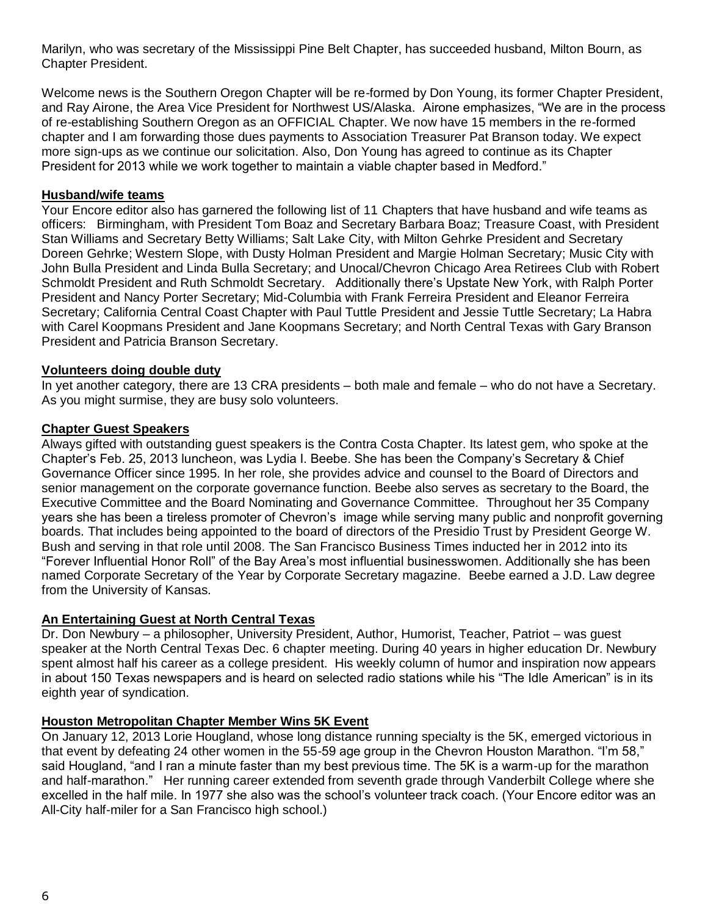Marilyn, who was secretary of the Mississippi Pine Belt Chapter, has succeeded husband, Milton Bourn, as Chapter President.

Welcome news is the Southern Oregon Chapter will be re-formed by Don Young, its former Chapter President, and Ray Airone, the Area Vice President for Northwest US/Alaska. Airone emphasizes, "We are in the process of re-establishing Southern Oregon as an OFFICIAL Chapter. We now have 15 members in the re-formed chapter and I am forwarding those dues payments to Association Treasurer Pat Branson today. We expect more sign-ups as we continue our solicitation. Also, Don Young has agreed to continue as its Chapter President for 2013 while we work together to maintain a viable chapter based in Medford."

### Husband/wife teams

Your Encore editor also has garnered the following list of 11 Chapters that have husband and wife teams as officers: Birmingham, with President Tom Boaz and Secretary Barbara Boaz; Treasure Coast, with President Stan Williams and Secretary Betty Williams; Salt Lake City, with Milton Gehrke President and Secretary Doreen Gehrke; Western Slope, with Dusty Holman President and Margie Holman Secretary; Music City with John Bulla President and Linda Bulla Secretary; and Unocal/Chevron Chicago Area Retirees Club with Robert Schmoldt President and Ruth Schmoldt Secretary. Additionally there's Upstate New York, with Ralph Porter President and Nancy Porter Secretary; Mid-Columbia with Frank Ferreira President and Eleanor Ferreira Secretary; California Central Coast Chapter with Paul Tuttle President and Jessie Tuttle Secretary; La Habra with Carel Koopmans President and Jane Koopmans Secretary; and North Central Texas with Gary Branson President and Patricia Branson Secretary.

### Volunteers doing double duty

In yet another category, there are 13 CRA presidents – both male and female – who do not have a Secretary. As you might surmise, they are busy solo volunteers.

### Chapter Guest Speakers

Always gifted with outstanding guest speakers is the Contra Costa Chapter. Its latest gem, who spoke at the Chapter's Feb. 25, 2013 luncheon, was Lydia I. Beebe. She has been the Company's Secretary & Chief Governance Officer since 1995. In her role, she provides advice and counsel to the Board of Directors and senior management on the corporate governance function. Beebe also serves as secretary to the Board, the Executive Committee and the Board Nominating and Governance Committee. Throughout her 35 Company years she has been a tireless promoter of Chevron's image while serving many public and nonprofit governing boards. That includes being appointed to the board of directors of the Presidio Trust by President George W. Bush and serving in that role until 2008. The San Francisco Business Times inducted her in 2012 into its "Forever Influential Honor Roll" of the Bay Area's most influential businesswomen. Additionally she has been named Corporate Secretary of the Year by Corporate Secretary magazine. Beebe earned a J.D. Law degree from the University of Kansas.

### An Entertaining Guest at North Central Texas

Dr. Don Newbury – a philosopher, University President, Author, Humorist, Teacher, Patriot – was guest speaker at the North Central Texas Dec. 6 chapter meeting. During 40 years in higher education Dr. Newbury spent almost half his career as a college president. His weekly column of humor and inspiration now appears in about 150 Texas newspapers and is heard on selected radio stations while his "The Idle American" is in its eighth year of syndication.

### Houston Metropolitan Chapter Member Wins 5K Event

On January 12, 2013 Lorie Hougland, whose long distance running specialty is the 5K, emerged victorious in that event by defeating 24 other women in the 55-59 age group in the Chevron Houston Marathon. "I'm 58," said Hougland, "and I ran a minute faster than my best previous time. The 5K is a warm-up for the marathon and half-marathon." Her running career extended from seventh grade through Vanderbilt College where she excelled in the half mile. In 1977 she also was the school's volunteer track coach. (Your Encore editor was an All-City half-miler for a San Francisco high school.)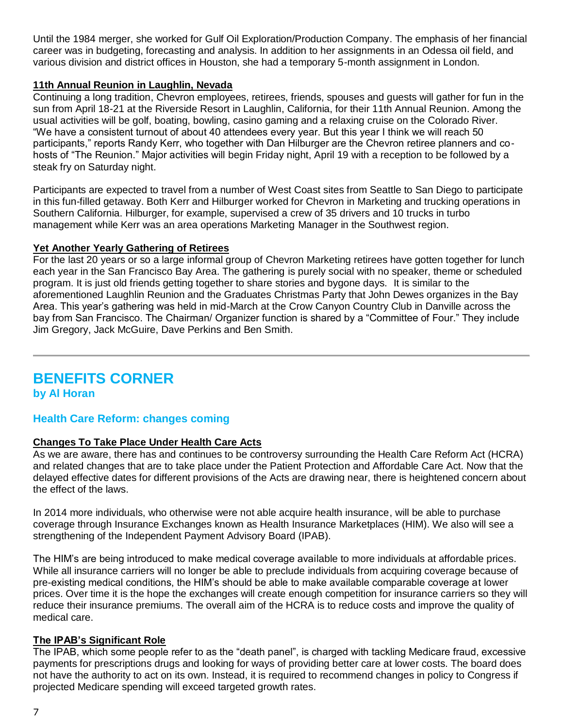Until the 1984 merger, she worked for Gulf Oil Exploration/Production Company. The emphasis of her financial career was in budgeting, forecasting and analysis. In addition to her assignments in an Odessa oil field, and various division and district offices in Houston, she had a temporary 5-month assignment in London.

**11th Annual Reunion in Laughlin, Nevada**

Continuing a long tradition, Chevron employees, retirees, friends, spouses and guests will gather for fun in the sun from April 18-21 at the Riverside Resort in Laughlin, California, for their 11th Annual Reunion. Among the usual activities will be golf, boating, bowling, casino gaming and a relaxing cruise on the Colorado River. "We have a consistent turnout of about 40 attendees every year. But this year I think we will reach 50 participants," reports Randy Kerr, who together with Dan Hilburger are the Chevron retiree planners and co-hosts of "The Reunion." Major activities will begin Friday night, April 19 with a reception to be followed by a steak fry on Saturday night.

Participants are expected to travel from a number of West Coast sites from Seattle to San Diego to participate in this fun-filled getaway. Both Kerr and Hilburger worked for Chevron in Marketing and trucking operations in Southern California. Hilburger, for example, supervised a crew of 35 drivers and 10 trucks in turbo management while Kerr was an area operations Marketing Manager in the Southwest region.

**Yet Another Yearly Gathering of Retirees**

For the last 20 years or so a large informal group of Chevron Marketing retirees have gotten together for lunch each year in the San Francisco Bay Area. The gathering is purely social with no speaker, theme or scheduled program. It is just old friends getting together to share stories and bygone days. It is similar to the aforementioned Laughlin Reunion and the Graduates Christmas Party that John Dewes organizes in the Bay Area. This year's gathering was held in mid-March at the Crow Canyon Country Club in Danville across the bay from San Francisco. The Chairman/ Organizer function is shared by a "Committee of Four." They include Jim Gregory, Jack McGuire, Dave Perkins and Ben Smith.

---

# BENEFITS CORNER

**by Al Horan**

## Health Care Reform: changes coming

**Changes To Take Place Under Health Care Acts**

As we are aware, there has and continues to be controversy surrounding the Health Care Reform Act (HCRA) and related changes that are to take place under the Patient Protection and Affordable Care Act. Now that the delayed effective dates for different provisions of the Acts are drawing near, there is heightened concern about the effect of the laws.

In 2014 more individuals, who otherwise were not able acquire health insurance, will be able to purchase coverage through Insurance Exchanges known as Health Insurance Marketplaces (HIM). We also will see a strengthening of the Independent Payment Advisory Board (IPAB).

The HIM's are being introduced to make medical coverage available to more individuals at affordable prices. While all insurance carriers will no longer be able to preclude individuals from acquiring coverage because of pre-existing medical conditions, the HIM's should be able to make available comparable coverage at lower prices. Over time it is the hope the exchanges will create enough competition for insurance carriers so they will reduce their insurance premiums. The overall aim of the HCRA is to reduce costs and improve the quality of medical care.

**The IPAB's Significant Role**

The IPAB, which some people refer to as the "death panel", is charged with tackling Medicare fraud, excessive payments for prescriptions drugs and looking for ways of providing better care at lower costs. The board does not have the authority to act on its own. Instead, it is required to recommend changes in policy to Congress if projected Medicare spending will exceed targeted growth rates.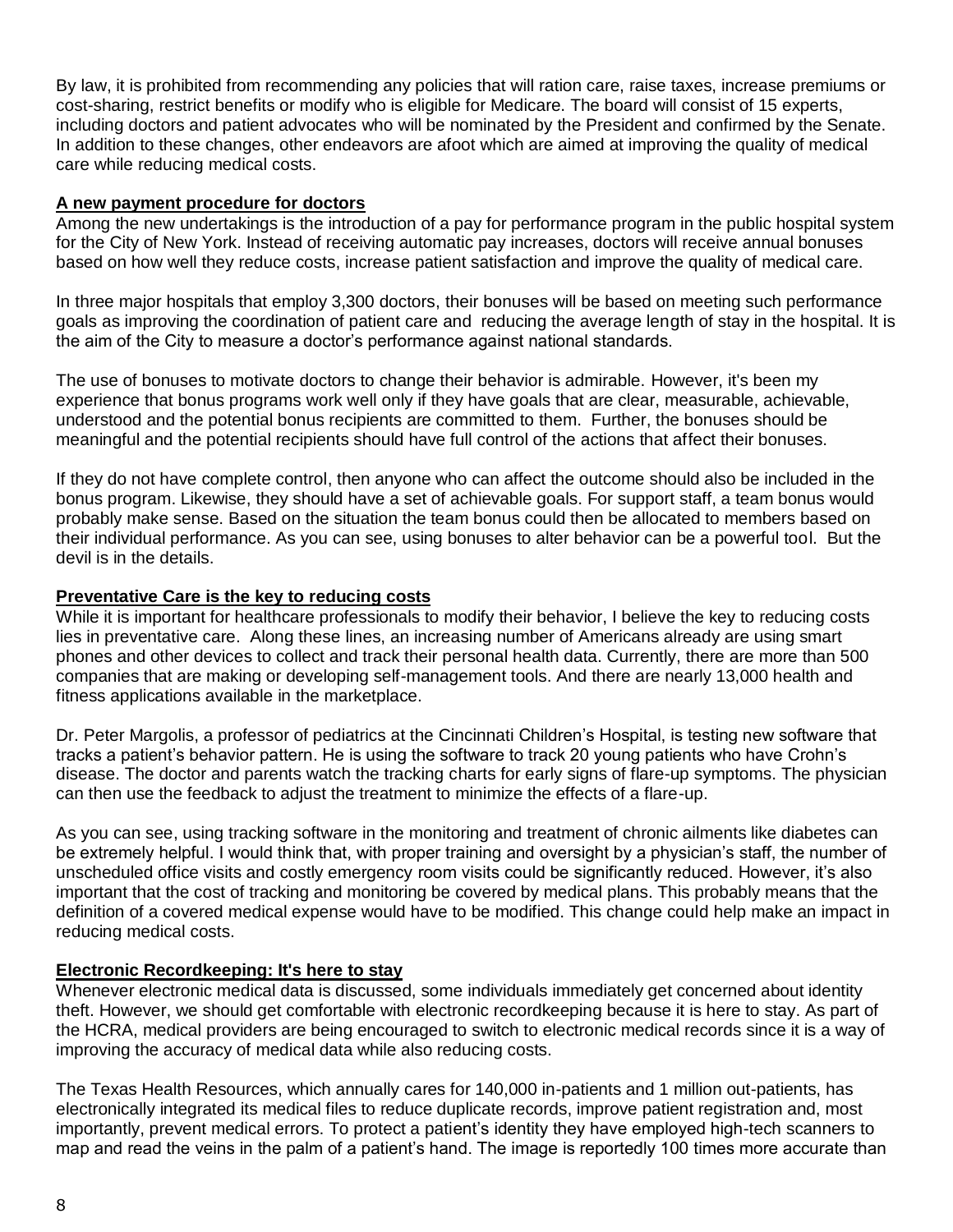By law, it is prohibited from recommending any policies that will ration care, raise taxes, increase premiums or cost-sharing, restrict benefits or modify who is eligible for Medicare. The board will consist of 15 experts, including doctors and patient advocates who will be nominated by the President and confirmed by the Senate. In addition to these changes, other endeavors are afoot which are aimed at improving the quality of medical care while reducing medical costs.

**A new payment procedure for doctors**

Among the new undertakings is the introduction of a pay for performance program in the public hospital system for the City of New York. Instead of receiving automatic pay increases, doctors will receive annual bonuses based on how well they reduce costs, increase patient satisfaction and improve the quality of medical care.

In three major hospitals that employ 3,300 doctors, their bonuses will be based on meeting such performance goals as improving the coordination of patient care and reducing the average length of stay in the hospital. It is the aim of the City to measure a doctor's performance against national standards.

The use of bonuses to motivate doctors to change their behavior is admirable. However, it's been my experience that bonus programs work well only if they have goals that are clear, measurable, achievable, understood and the potential bonus recipients are committed to them. Further, the bonuses should be meaningful and the potential recipients should have full control of the actions that affect their bonuses.

If they do not have complete control, then anyone who can affect the outcome should also be included in the bonus program. Likewise, they should have a set of achievable goals. For support staff, a team bonus would probably make sense. Based on the situation the team bonus could then be allocated to members based on their individual performance. As you can see, using bonuses to alter behavior can be a powerful tool. But the devil is in the details.

**Preventative Care is the key to reducing costs**

While it is important for healthcare professionals to modify their behavior, I believe the key to reducing costs lies in preventative care. Along these lines, an increasing number of Americans already are using smart phones and other devices to collect and track their personal health data. Currently, there are more than 500 companies that are making or developing self-management tools. And there are nearly 13,000 health and fitness applications available in the marketplace.

Dr. Peter Margolis, a professor of pediatrics at the Cincinnati Children's Hospital, is testing new software that tracks a patient's behavior pattern. He is using the software to track 20 young patients who have Crohn's disease. The doctor and parents watch the tracking charts for early signs of flare-up symptoms. The physician can then use the feedback to adjust the treatment to minimize the effects of a flare-up.

As you can see, using tracking software in the monitoring and treatment of chronic ailments like diabetes can be extremely helpful. I would think that, with proper training and oversight by a physician's staff, the number of unscheduled office visits and costly emergency room visits could be significantly reduced. However, it's also important that the cost of tracking and monitoring be covered by medical plans. This probably means that the definition of a covered medical expense would have to be modified. This change could help make an impact in reducing medical costs.

**Electronic Recordkeeping: It's here to stay**

Whenever electronic medical data is discussed, some individuals immediately get concerned about identity theft. However, we should get comfortable with electronic recordkeeping because it is here to stay. As part of the HCRA, medical providers are being encouraged to switch to electronic medical records since it is a way of improving the accuracy of medical data while also reducing costs.

The Texas Health Resources, which annually cares for 140,000 in-patients and 1 million out-patients, has electronically integrated its medical files to reduce duplicate records, improve patient registration and, most importantly, prevent medical errors. To protect a patient's identity they have employed high-tech scanners to map and read the veins in the palm of a patient's hand. The image is reportedly 100 times more accurate than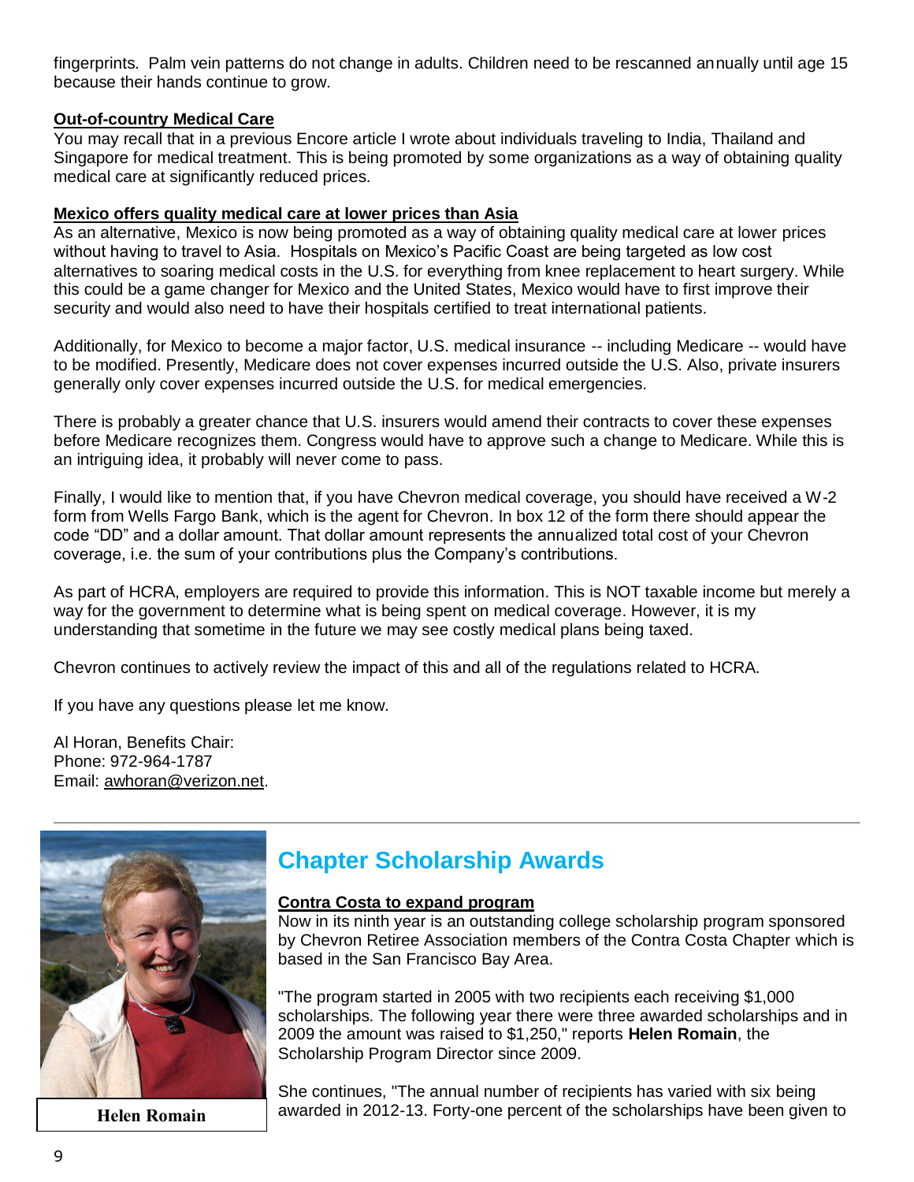fingerprints. Palm vein patterns do not change in adults. Children need to be rescanned annually until age 15 because their hands continue to grow.

**Out-of-country Medical Care**

You may recall that in a previous Encore article I wrote about individuals traveling to India, Thailand and Singapore for medical treatment. This is being promoted by some organizations as a way of obtaining quality medical care at significantly reduced prices.

**Mexico offers quality medical care at lower prices than Asia**

As an alternative, Mexico is now being promoted as a way of obtaining quality medical care at lower prices without having to travel to Asia. Hospitals on Mexico's Pacific Coast are being targeted as low cost alternatives to soaring medical costs in the U.S. for everything from knee replacement to heart surgery. While this could be a game changer for Mexico and the United States, Mexico would have to first improve their security and would also need to have their hospitals certified to treat international patients.

Additionally, for Mexico to become a major factor, U.S. medical insurance -- including Medicare -- would have to be modified. Presently, Medicare does not cover expenses incurred outside the U.S. Also, private insurers generally only cover expenses incurred outside the U.S. for medical emergencies.

There is probably a greater chance that U.S. insurers would amend their contracts to cover these expenses before Medicare recognizes them. Congress would have to approve such a change to Medicare. While this is an intriguing idea, it probably will never come to pass.

Finally, I would like to mention that, if you have Chevron medical coverage, you should have received a W-2 form from Wells Fargo Bank, which is the agent for Chevron. In box 12 of the form there should appear the code "DD" and a dollar amount. That dollar amount represents the annualized total cost of your Chevron coverage, i.e. the sum of your contributions plus the Company's contributions.

As part of HCRA, employers are required to provide this information. This is NOT taxable income but merely a way for the government to determine what is being spent on medical coverage. However, it is my understanding that sometime in the future we may see costly medical plans being taxed.

Chevron continues to actively review the impact of this and all of the regulations related to HCRA.

If you have any questions please let me know.

Al Horan, Benefits Chair:
Phone: 972-964-1787
Email: awhoran@verizon.net.

---

## Chapter Scholarship Awards

**Contra Costa to expand program**

Now in its ninth year is an outstanding college scholarship program sponsored by Chevron Retiree Association members of the Contra Costa Chapter which is based in the San Francisco Bay Area.

"The program started in 2005 with two recipients each receiving $1,000 scholarships. The following year there were three awarded scholarships and in 2009 the amount was raised to $1,250," reports **Helen Romain**, the Scholarship Program Director since 2009.

Helen Romain

She continues, "The annual number of recipients has varied with six being awarded in 2012-13. Forty-one percent of the scholarships have been given to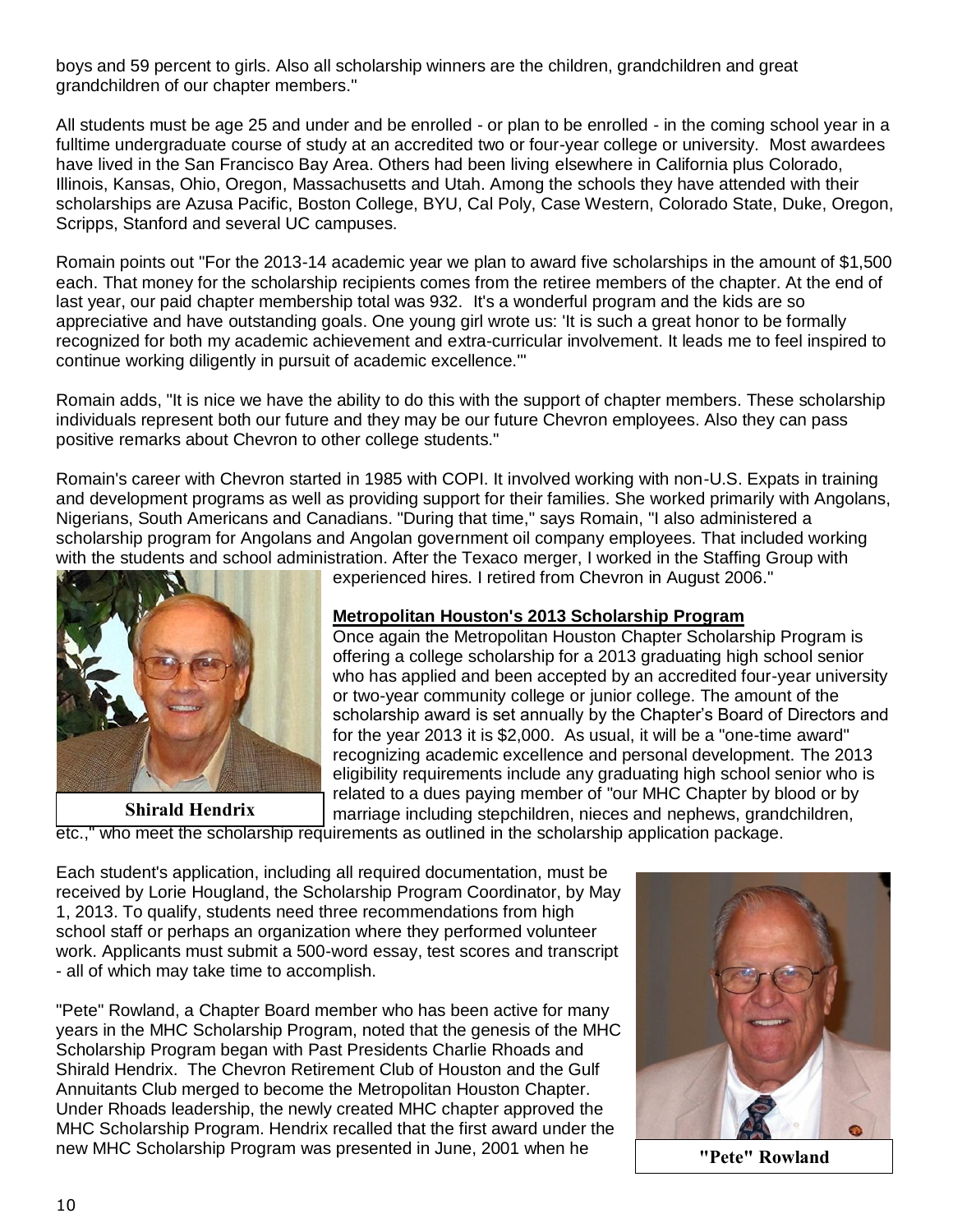boys and 59 percent to girls. Also all scholarship winners are the children, grandchildren and great grandchildren of our chapter members."

All students must be age 25 and under and be enrolled - or plan to be enrolled - in the coming school year in a fulltime undergraduate course of study at an accredited two or four-year college or university. Most awardees have lived in the San Francisco Bay Area. Others had been living elsewhere in California plus Colorado, Illinois, Kansas, Ohio, Oregon, Massachusetts and Utah. Among the schools they have attended with their scholarships are Azusa Pacific, Boston College, BYU, Cal Poly, Case Western, Colorado State, Duke, Oregon, Scripps, Stanford and several UC campuses.

Romain points out "For the 2013-14 academic year we plan to award five scholarships in the amount of $1,500 each. That money for the scholarship recipients comes from the retiree members of the chapter. At the end of last year, our paid chapter membership total was 932. It's a wonderful program and the kids are so appreciative and have outstanding goals. One young girl wrote us: 'It is such a great honor to be formally recognized for both my academic achievement and extra-curricular involvement. It leads me to feel inspired to continue working diligently in pursuit of academic excellence.'"

Romain adds, "It is nice we have the ability to do this with the support of chapter members. These scholarship individuals represent both our future and they may be our future Chevron employees. Also they can pass positive remarks about Chevron to other college students."

Romain's career with Chevron started in 1985 with COPI. It involved working with non-U.S. Expats in training and development programs as well as providing support for their families. She worked primarily with Angolans, Nigerians, South Americans and Canadians. "During that time," says Romain, "I also administered a scholarship program for Angolans and Angolan government oil company employees. That included working with the students and school administration. After the Texaco merger, I worked in the Staffing Group with experienced hires. I retired from Chevron in August 2006."

**Shirald Hendrix**

## Metropolitan Houston's 2013 Scholarship Program

Once again the Metropolitan Houston Chapter Scholarship Program is offering a college scholarship for a 2013 graduating high school senior who has applied and been accepted by an accredited four-year university or two-year community college or junior college. The amount of the scholarship award is set annually by the Chapter's Board of Directors and for the year 2013 it is $2,000. As usual, it will be a "one-time award" recognizing academic excellence and personal development. The 2013 eligibility requirements include any graduating high school senior who is related to a dues paying member of "our MHC Chapter by blood or by marriage including stepchildren, nieces and nephews, grandchildren, etc.," who meet the scholarship requirements as outlined in the scholarship application package.

Each student's application, including all required documentation, must be received by Lorie Hougland, the Scholarship Program Coordinator, by May 1, 2013. To qualify, students need three recommendations from high school staff or perhaps an organization where they performed volunteer work. Applicants must submit a 500-word essay, test scores and transcript - all of which may take time to accomplish.

"Pete" Rowland, a Chapter Board member who has been active for many years in the MHC Scholarship Program, noted that the genesis of the MHC Scholarship Program began with Past Presidents Charlie Rhoads and Shirald Hendrix. The Chevron Retirement Club of Houston and the Gulf Annuitants Club merged to become the Metropolitan Houston Chapter. Under Rhoads leadership, the newly created MHC chapter approved the MHC Scholarship Program. Hendrix recalled that the first award under the new MHC Scholarship Program was presented in June, 2001 when he

**"Pete" Rowland**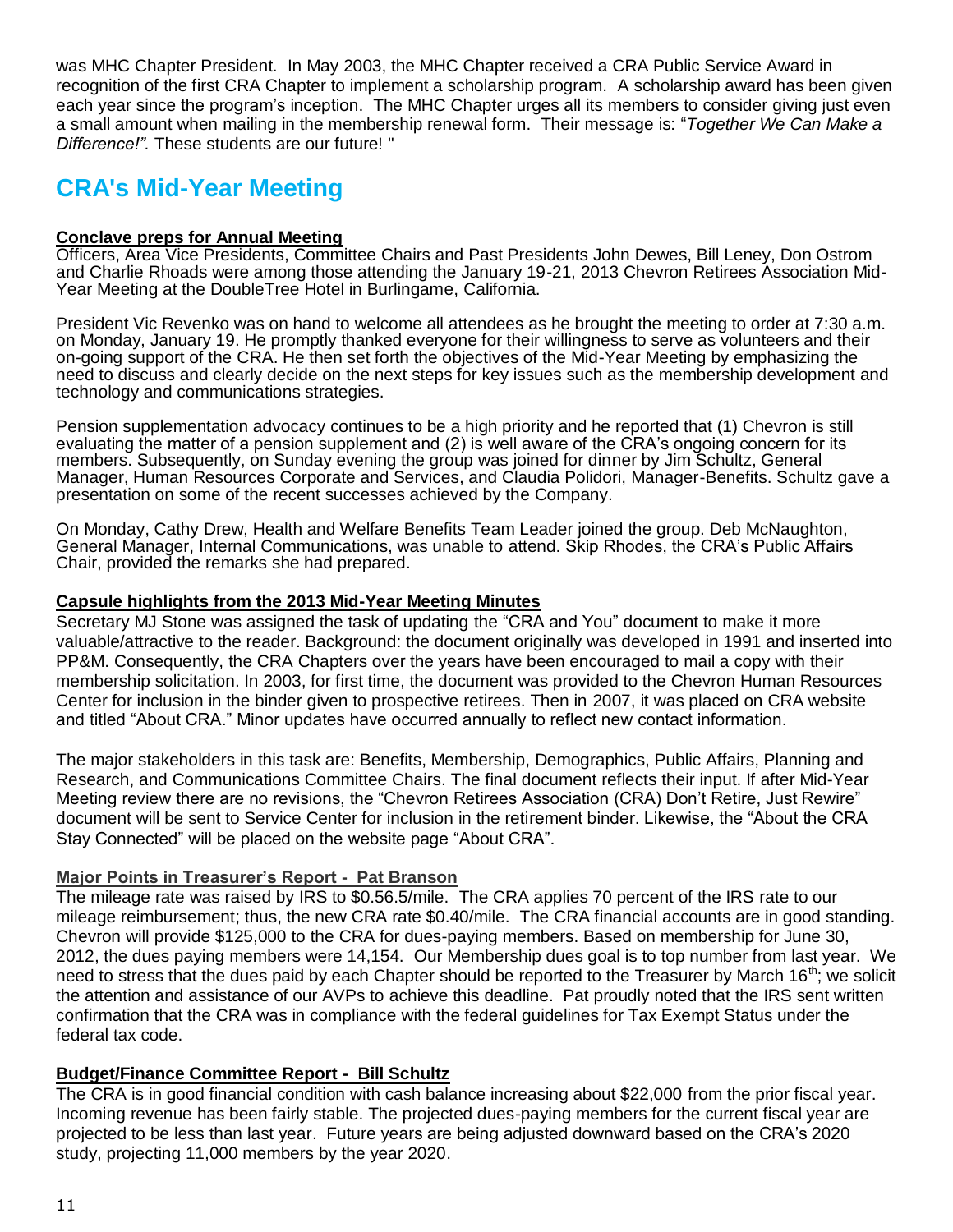was MHC Chapter President. In May 2003, the MHC Chapter received a CRA Public Service Award in recognition of the first CRA Chapter to implement a scholarship program. A scholarship award has been given each year since the program's inception. The MHC Chapter urges all its members to consider giving just even a small amount when mailing in the membership renewal form. Their message is: "*Together We Can Make a Difference!"*. These students are our future! "

# CRA's Mid-Year Meeting

**Conclave preps for Annual Meeting**

Officers, Area Vice Presidents, Committee Chairs and Past Presidents John Dewes, Bill Leney, Don Ostrom and Charlie Rhoads were among those attending the January 19-21, 2013 Chevron Retirees Association Mid-Year Meeting at the DoubleTree Hotel in Burlingame, California.

President Vic Revenko was on hand to welcome all attendees as he brought the meeting to order at 7:30 a.m. on Monday, January 19. He promptly thanked everyone for their willingness to serve as volunteers and their on-going support of the CRA. He then set forth the objectives of the Mid-Year Meeting by emphasizing the need to discuss and clearly decide on the next steps for key issues such as the membership development and technology and communications strategies.

Pension supplementation advocacy continues to be a high priority and he reported that (1) Chevron is still evaluating the matter of a pension supplement and (2) is well aware of the CRA's ongoing concern for its members. Subsequently, on Sunday evening the group was joined for dinner by Jim Schultz, General Manager, Human Resources Corporate and Services, and Claudia Polidori, Manager-Benefits. Schultz gave a presentation on some of the recent successes achieved by the Company.

On Monday, Cathy Drew, Health and Welfare Benefits Team Leader joined the group. Deb McNaughton, General Manager, Internal Communications, was unable to attend. Skip Rhodes, the CRA's Public Affairs Chair, provided the remarks she had prepared.

**Capsule highlights from the 2013 Mid-Year Meeting Minutes**

Secretary MJ Stone was assigned the task of updating the "CRA and You" document to make it more valuable/attractive to the reader. Background: the document originally was developed in 1991 and inserted into PP&M. Consequently, the CRA Chapters over the years have been encouraged to mail a copy with their membership solicitation. In 2003, for first time, the document was provided to the Chevron Human Resources Center for inclusion in the binder given to prospective retirees. Then in 2007, it was placed on CRA website and titled "About CRA." Minor updates have occurred annually to reflect new contact information.

The major stakeholders in this task are: Benefits, Membership, Demographics, Public Affairs, Planning and Research, and Communications Committee Chairs. The final document reflects their input. If after Mid-Year Meeting review there are no revisions, the "Chevron Retirees Association (CRA) Don't Retire, Just Rewire" document will be sent to Service Center for inclusion in the retirement binder. Likewise, the "About the CRA Stay Connected" will be placed on the website page "About CRA".

**Major Points in Treasurer's Report - Pat Branson**

The mileage rate was raised by IRS to $0.56.5/mile. The CRA applies 70 percent of the IRS rate to our mileage reimbursement; thus, the new CRA rate $0.40/mile. The CRA financial accounts are in good standing. Chevron will provide $125,000 to the CRA for dues-paying members. Based on membership for June 30, 2012, the dues paying members were 14,154. Our Membership dues goal is to top number from last year. We need to stress that the dues paid by each Chapter should be reported to the Treasurer by March 16th; we solicit the attention and assistance of our AVPs to achieve this deadline. Pat proudly noted that the IRS sent written confirmation that the CRA was in compliance with the federal guidelines for Tax Exempt Status under the federal tax code.

**Budget/Finance Committee Report - Bill Schultz**

The CRA is in good financial condition with cash balance increasing about $22,000 from the prior fiscal year. Incoming revenue has been fairly stable. The projected dues-paying members for the current fiscal year are projected to be less than last year. Future years are being adjusted downward based on the CRA's 2020 study, projecting 11,000 members by the year 2020.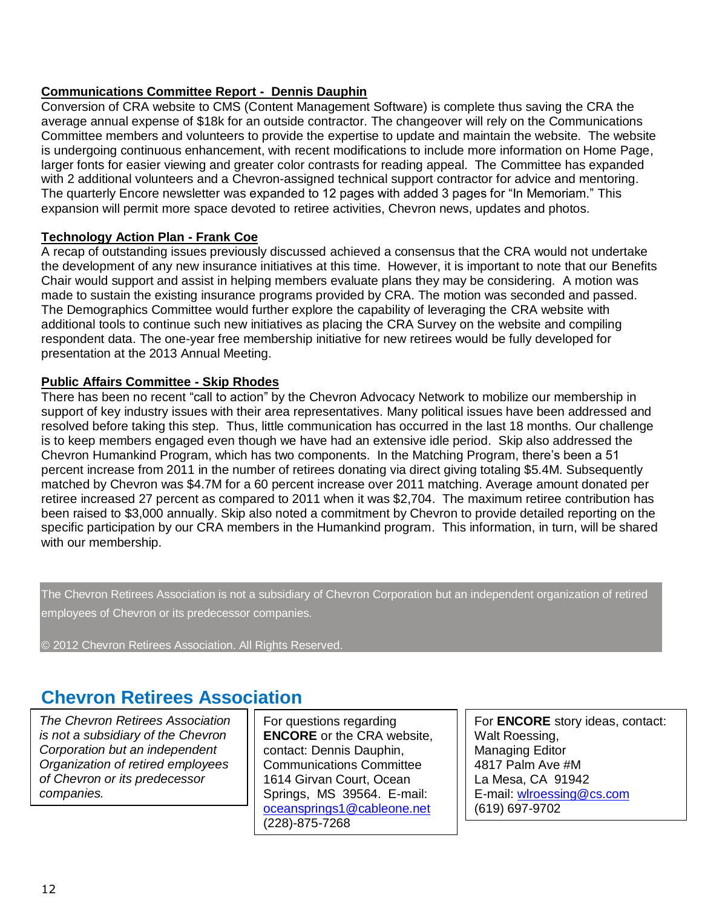**Communications Committee Report - Dennis Dauphin**

Conversion of CRA website to CMS (Content Management Software) is complete thus saving the CRA the average annual expense of $18k for an outside contractor. The changeover will rely on the Communications Committee members and volunteers to provide the expertise to update and maintain the website. The website is undergoing continuous enhancement, with recent modifications to include more information on Home Page, larger fonts for easier viewing and greater color contrasts for reading appeal. The Committee has expanded with 2 additional volunteers and a Chevron-assigned technical support contractor for advice and mentoring. The quarterly Encore newsletter was expanded to 12 pages with added 3 pages for "In Memoriam." This expansion will permit more space devoted to retiree activities, Chevron news, updates and photos.

**Technology Action Plan - Frank Coe**

A recap of outstanding issues previously discussed achieved a consensus that the CRA would not undertake the development of any new insurance initiatives at this time. However, it is important to note that our Benefits Chair would support and assist in helping members evaluate plans they may be considering. A motion was made to sustain the existing insurance programs provided by CRA. The motion was seconded and passed. The Demographics Committee would further explore the capability of leveraging the CRA website with additional tools to continue such new initiatives as placing the CRA Survey on the website and compiling respondent data. The one-year free membership initiative for new retirees would be fully developed for presentation at the 2013 Annual Meeting.

**Public Affairs Committee - Skip Rhodes**

There has been no recent "call to action" by the Chevron Advocacy Network to mobilize our membership in support of key industry issues with their area representatives. Many political issues have been addressed and resolved before taking this step. Thus, little communication has occurred in the last 18 months. Our challenge is to keep members engaged even though we have had an extensive idle period. Skip also addressed the Chevron Humankind Program, which has two components. In the Matching Program, there's been a 51 percent increase from 2011 in the number of retirees donating via direct giving totaling $5.4M. Subsequently matched by Chevron was $4.7M for a 60 percent increase over 2011 matching. Average amount donated per retiree increased 27 percent as compared to 2011 when it was $2,704. The maximum retiree contribution has been raised to $3,000 annually. Skip also noted a commitment by Chevron to provide detailed reporting on the specific participation by our CRA members in the Humankind program. This information, in turn, will be shared with our membership.

The Chevron Retirees Association is not a subsidiary of Chevron Corporation but an independent organization of retired employees of Chevron or its predecessor companies.

© 2012 Chevron Retirees Association. All Rights Reserved.

## Chevron Retirees Association

*The Chevron Retirees Association is not a subsidiary of the Chevron Corporation but an independent Organization of retired employees of Chevron or its predecessor companies.*

For questions regarding **ENCORE** or the CRA website, contact: Dennis Dauphin, Communications Committee
1614 Girvan Court, Ocean Springs, MS 39564. E-mail: oceansprings1@cableone.net
(228)-875-7268

For **ENCORE** story ideas, contact:
Walt Roessing,
Managing Editor
4817 Palm Ave #M
La Mesa, CA 91942
E-mail: wlroessing@cs.com
(619) 697-9702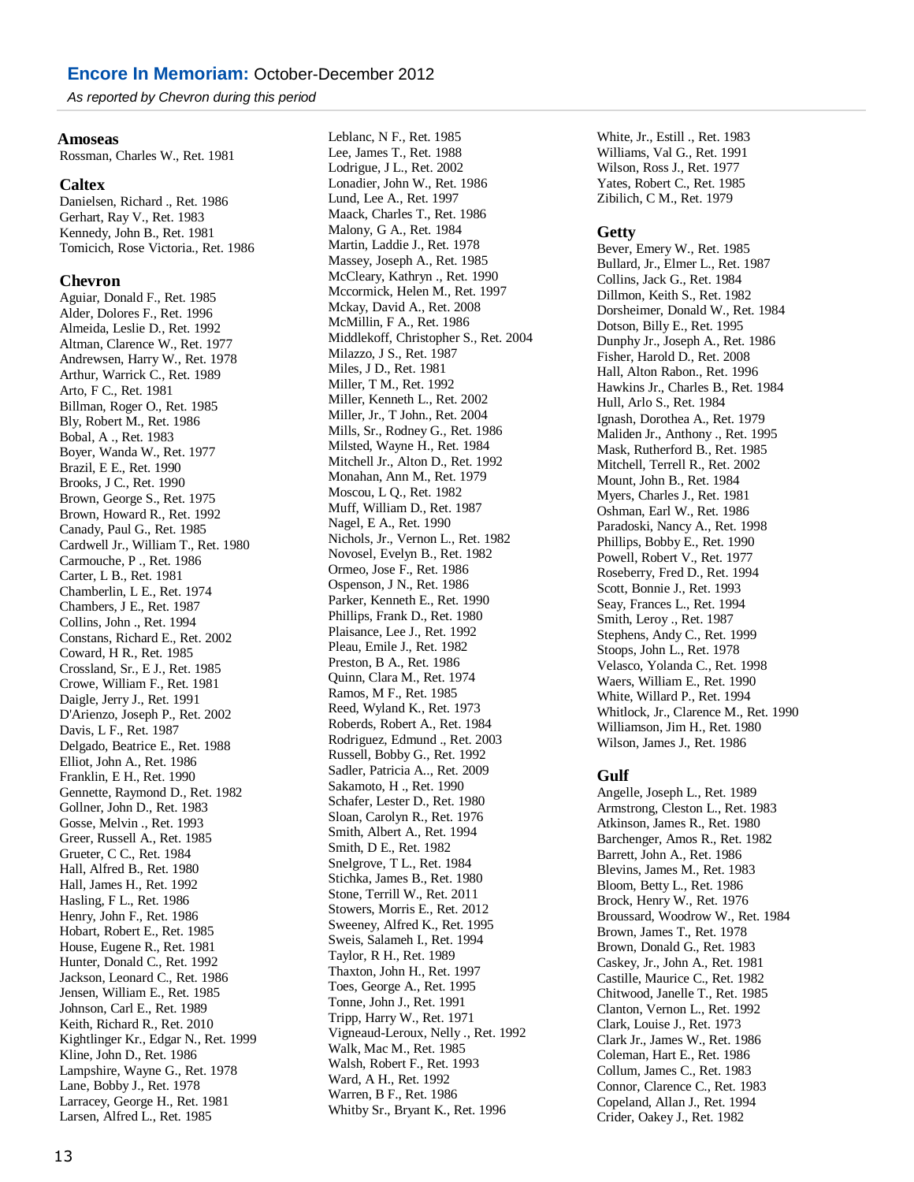## Encore In Memoriam: October-December 2012

*As reported by Chevron during this period*

### Amoseas

Rossman, Charles W., Ret. 1981

### Caltex

Danielsen, Richard ., Ret. 1986
Gerhart, Ray V., Ret. 1983
Kennedy, John B., Ret. 1981
Tomicich, Rose Victoria., Ret. 1986

### Chevron

Aguiar, Donald F., Ret. 1985
Alder, Dolores F., Ret. 1996
Almeida, Leslie D., Ret. 1992
Altman, Clarence W., Ret. 1977
Andrewsen, Harry W., Ret. 1978
Arthur, Warrick C., Ret. 1989
Arto, F C., Ret. 1981
Billman, Roger O., Ret. 1985
Bly, Robert M., Ret. 1986
Bobal, A ., Ret. 1983
Boyer, Wanda W., Ret. 1977
Brazil, E E., Ret. 1990
Brooks, J C., Ret. 1990
Brown, George S., Ret. 1975
Brown, Howard R., Ret. 1992
Canady, Paul G., Ret. 1985
Cardwell Jr., William T., Ret. 1980
Carmouche, P ., Ret. 1986
Carter, L B., Ret. 1981
Chamberlin, L E., Ret. 1974
Chambers, J E., Ret. 1987
Collins, John ., Ret. 1994
Constans, Richard E., Ret. 2002
Coward, H R., Ret. 1985
Crossland, Sr., E J., Ret. 1985
Crowe, William F., Ret. 1981
Daigle, Jerry J., Ret. 1991
D'Arienzo, Joseph P., Ret. 2002
Davis, L F., Ret. 1987
Delgado, Beatrice E., Ret. 1988
Elliot, John A., Ret. 1986
Franklin, E H., Ret. 1990
Gennette, Raymond D., Ret. 1982
Gollner, John D., Ret. 1983
Gosse, Melvin ., Ret. 1993
Greer, Russell A., Ret. 1985
Grueter, C C., Ret. 1984
Hall, Alfred B., Ret. 1980
Hall, James H., Ret. 1992
Hasling, F L., Ret. 1986
Henry, John F., Ret. 1986
Hobart, Robert E., Ret. 1985
House, Eugene R., Ret. 1981
Hunter, Donald C., Ret. 1992
Jackson, Leonard C., Ret. 1986
Jensen, William E., Ret. 1985
Johnson, Carl E., Ret. 1989
Keith, Richard R., Ret. 2010
Kightlinger Kr., Edgar N., Ret. 1999
Kline, John D., Ret. 1986
Lampshire, Wayne G., Ret. 1978
Lane, Bobby J., Ret. 1978
Larracey, George H., Ret. 1981
Larsen, Alfred L., Ret. 1985
Leblanc, N F., Ret. 1985
Lee, James T., Ret. 1988
Lodrigue, J L., Ret. 2002
Lonadier, John W., Ret. 1986
Lund, Lee A., Ret. 1997
Maack, Charles T., Ret. 1986
Malony, G A., Ret. 1984
Martin, Laddie J., Ret. 1978
Massey, Joseph A., Ret. 1985
McCleary, Kathryn ., Ret. 1990
Mccormick, Helen M., Ret. 1997
Mckay, David A., Ret. 2008
McMillin, F A., Ret. 1986
Middlekoff, Christopher S., Ret. 2004
Milazzo, J S., Ret. 1987
Miles, J D., Ret. 1981
Miller, T M., Ret. 1992
Miller, Kenneth L., Ret. 2002
Miller, Jr., T John., Ret. 2004
Mills, Sr., Rodney G., Ret. 1986
Milsted, Wayne H., Ret. 1984
Mitchell Jr., Alton D., Ret. 1992
Monahan, Ann M., Ret. 1979
Moscou, L Q., Ret. 1982
Muff, William D., Ret. 1987
Nagel, E A., Ret. 1990
Nichols, Jr., Vernon L., Ret. 1982
Novosel, Evelyn B., Ret. 1982
Ormeo, Jose F., Ret. 1986
Ospenson, J N., Ret. 1986
Parker, Kenneth E., Ret. 1990
Phillips, Frank D., Ret. 1980
Plaisance, Lee J., Ret. 1992
Pleau, Emile J., Ret. 1982
Preston, B A., Ret. 1986
Quinn, Clara M., Ret. 1974
Ramos, M F., Ret. 1985
Reed, Wyland K., Ret. 1973
Roberds, Robert A., Ret. 1984
Rodriguez, Edmund ., Ret. 2003
Russell, Bobby G., Ret. 1992
Sadler, Patricia A.., Ret. 2009
Sakamoto, H ., Ret. 1990
Schafer, Lester D., Ret. 1980
Sloan, Carolyn R., Ret. 1976
Smith, Albert A., Ret. 1994
Smith, D E., Ret. 1982
Snelgrove, T L., Ret. 1984
Stichka, James B., Ret. 1980
Stone, Terrill W., Ret. 2011
Stowers, Morris E., Ret. 2012
Sweeney, Alfred K., Ret. 1995
Sweis, Salameh I., Ret. 1994
Taylor, R H., Ret. 1989
Thaxton, John H., Ret. 1997
Toes, George A., Ret. 1995
Tonne, John J., Ret. 1991
Tripp, Harry W., Ret. 1971
Vigneaud-Leroux, Nelly ., Ret. 1992
Walk, Mac M., Ret. 1985
Walsh, Robert F., Ret. 1993
Ward, A H., Ret. 1992
Warren, B F., Ret. 1986
Whitby Sr., Bryant K., Ret. 1996
White, Jr., Estill ., Ret. 1983
Williams, Val G., Ret. 1991
Wilson, Ross J., Ret. 1977
Yates, Robert C., Ret. 1985
Zibilich, C M., Ret. 1979

### Getty

Bever, Emery W., Ret. 1985
Bullard, Jr., Elmer L., Ret. 1987
Collins, Jack G., Ret. 1984
Dillmon, Keith S., Ret. 1982
Dorsheimer, Donald W., Ret. 1984
Dotson, Billy E., Ret. 1995
Dunphy Jr., Joseph A., Ret. 1986
Fisher, Harold D., Ret. 2008
Hall, Alton Rabon., Ret. 1996
Hawkins Jr., Charles B., Ret. 1984
Hull, Arlo S., Ret. 1984
Ignash, Dorothea A., Ret. 1979
Maliden Jr., Anthony ., Ret. 1995
Mask, Rutherford B., Ret. 1985
Mitchell, Terrell R., Ret. 2002
Mount, John B., Ret. 1984
Myers, Charles J., Ret. 1981
Oshman, Earl W., Ret. 1986
Paradoski, Nancy A., Ret. 1998
Phillips, Bobby E., Ret. 1990
Powell, Robert V., Ret. 1977
Roseberry, Fred D., Ret. 1994
Scott, Bonnie J., Ret. 1993
Seay, Frances L., Ret. 1994
Smith, Leroy ., Ret. 1987
Stephens, Andy C., Ret. 1999
Stoops, John L., Ret. 1978
Velasco, Yolanda C., Ret. 1998
Waers, William E., Ret. 1990
White, Willard P., Ret. 1994
Whitlock, Jr., Clarence M., Ret. 1990
Williamson, Jim H., Ret. 1980
Wilson, James J., Ret. 1986

### Gulf

Angelle, Joseph L., Ret. 1989
Armstrong, Cleston L., Ret. 1983
Atkinson, James R., Ret. 1980
Barchenger, Amos R., Ret. 1982
Barrett, John A., Ret. 1986
Blevins, James M., Ret. 1983
Bloom, Betty L., Ret. 1986
Brock, Henry W., Ret. 1976
Broussard, Woodrow W., Ret. 1984
Brown, James T., Ret. 1978
Brown, Donald G., Ret. 1983
Caskey, Jr., John A., Ret. 1981
Castille, Maurice C., Ret. 1982
Chitwood, Janelle T., Ret. 1985
Clanton, Vernon L., Ret. 1992
Clark, Louise J., Ret. 1973
Clark Jr., James W., Ret. 1986
Coleman, Hart E., Ret. 1986
Collum, James C., Ret. 1983
Connor, Clarence C., Ret. 1983
Copeland, Allan J., Ret. 1994
Crider, Oakey J., Ret. 1982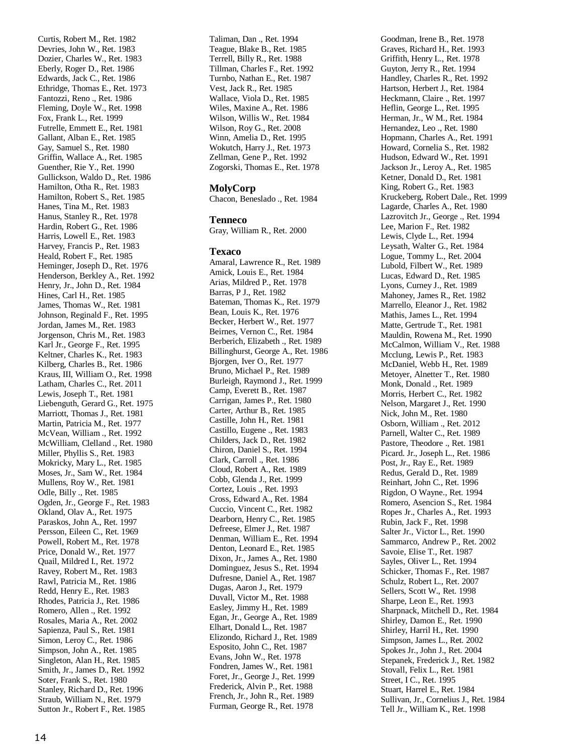Curtis, Robert M., Ret. 1982
Devries, John W., Ret. 1983
Dozier, Charles W., Ret. 1983
Eberly, Roger D., Ret. 1986
Edwards, Jack C., Ret. 1986
Ethridge, Thomas E., Ret. 1973
Fantozzi, Reno ., Ret. 1986
Fleming, Doyle W., Ret. 1998
Fox, Frank L., Ret. 1999
Futrelle, Emmett E., Ret. 1981
Gallant, Alban E., Ret. 1985
Gay, Samuel S., Ret. 1980
Griffin, Wallace A., Ret. 1985
Guenther, Rie Y., Ret. 1990
Gullickson, Waldo D., Ret. 1986
Hamilton, Otha R., Ret. 1983
Hamilton, Robert S., Ret. 1985
Hanes, Tina M., Ret. 1983
Hanus, Stanley R., Ret. 1978
Hardin, Robert G., Ret. 1986
Harris, Lowell E., Ret. 1983
Harvey, Francis P., Ret. 1983
Heald, Robert F., Ret. 1985
Heminger, Joseph D., Ret. 1976
Henderson, Berkley A., Ret. 1992
Henry, Jr., John D., Ret. 1984
Hines, Carl H., Ret. 1985
James, Thomas W., Ret. 1981
Johnson, Reginald F., Ret. 1995
Jordan, James M., Ret. 1983
Jorgenson, Chris M., Ret. 1983
Karl Jr., George F., Ret. 1995
Keltner, Charles K., Ret. 1983
Kilberg, Charles B., Ret. 1986
Kraus, III, William O., Ret. 1998
Latham, Charles C., Ret. 2011
Lewis, Joseph T., Ret. 1981
Liebenguth, Gerard G., Ret. 1975
Marriott, Thomas J., Ret. 1981
Martin, Patricia M., Ret. 1977
McVean, William ., Ret. 1992
McWilliam, Clelland ., Ret. 1980
Miller, Phyllis S., Ret. 1983
Mokricky, Mary L., Ret. 1985
Moses, Jr., Sam W., Ret. 1984
Mullens, Roy W., Ret. 1981
Odle, Billy ., Ret. 1985
Ogden, Jr., George F., Ret. 1983
Okland, Olav A., Ret. 1975
Paraskos, John A., Ret. 1997
Persson, Eileen C., Ret. 1969
Powell, Robert M., Ret. 1978
Price, Donald W., Ret. 1977
Quail, Mildred I., Ret. 1972
Ravey, Robert M., Ret. 1983
Rawl, Patricia M., Ret. 1986
Redd, Henry E., Ret. 1983
Rhodes, Patricia J., Ret. 1986
Romero, Allen ., Ret. 1992
Rosales, Maria A., Ret. 2002
Sapienza, Paul S., Ret. 1981
Simon, Leroy C., Ret. 1986
Simpson, John A., Ret. 1985
Singleton, Alan H., Ret. 1985
Smith, Jr., James D., Ret. 1992
Soter, Frank S., Ret. 1980
Stanley, Richard D., Ret. 1996
Straub, William N., Ret. 1979
Sutton Jr., Robert F., Ret. 1985
Taliman, Dan ., Ret. 1994
Teague, Blake B., Ret. 1985
Terrell, Billy R., Ret. 1988
Tillman, Charles F., Ret. 1992
Turnbo, Nathan E., Ret. 1987
Vest, Jack R., Ret. 1985
Wallace, Viola D., Ret. 1985
Wiles, Maxine A., Ret. 1986
Wilson, Willis W., Ret. 1984
Wilson, Roy G., Ret. 2008
Winn, Amelia D., Ret. 1995
Wokutch, Harry J., Ret. 1973
Zellman, Gene P., Ret. 1992
Zogorski, Thomas E., Ret. 1978

### MolyCorp

Chacon, Beneslado ., Ret. 1984

### Tenneco

Gray, William R., Ret. 2000

### Texaco

Amaral, Lawrence R., Ret. 1989
Amick, Louis E., Ret. 1984
Arias, Mildred P., Ret. 1978
Barras, P J., Ret. 1982
Bateman, Thomas K., Ret. 1979
Bean, Louis K., Ret. 1976
Becker, Herbert W., Ret. 1977
Beirnes, Vernon C., Ret. 1984
Berberich, Elizabeth ., Ret. 1989
Billinghurst, George A., Ret. 1986
Bjorgen, Iver O., Ret. 1977
Bruno, Michael P., Ret. 1989
Burleigh, Raymond J., Ret. 1999
Camp, Everett B., Ret. 1987
Carrigan, James P., Ret. 1980
Carter, Arthur B., Ret. 1985
Castille, John H., Ret. 1981
Castillo, Eugene ., Ret. 1983
Childers, Jack D., Ret. 1982
Chiron, Daniel S., Ret. 1994
Clark, Carroll ., Ret. 1986
Cloud, Robert A., Ret. 1989
Cobb, Glenda J., Ret. 1999
Cortez, Louis ., Ret. 1993
Cross, Edward A., Ret. 1984
Cuccio, Vincent C., Ret. 1982
Dearborn, Henry C., Ret. 1985
Defreese, Elmer J., Ret. 1987
Denman, William E., Ret. 1994
Denton, Leonard E., Ret. 1985
Dixon, Jr., James A., Ret. 1980
Dominguez, Jesus S., Ret. 1994
Dufresne, Daniel A., Ret. 1987
Dugas, Aaron J., Ret. 1979
Duvall, Victor M., Ret. 1988
Easley, Jimmy H., Ret. 1989
Egan, Jr., George A., Ret. 1989
Elhart, Donald L., Ret. 1987
Elizondo, Richard J., Ret. 1989
Esposito, John C., Ret. 1987
Evans, John W., Ret. 1978
Fondren, James W., Ret. 1981
Foret, Jr., George J., Ret. 1999
Frederick, Alvin P., Ret. 1988
French, Jr., John R., Ret. 1989
Furman, George R., Ret. 1978
Goodman, Irene B., Ret. 1978
Graves, Richard H., Ret. 1993
Griffith, Henry L., Ret. 1978
Guyton, Jerry R., Ret. 1994
Handley, Charles R., Ret. 1992
Hartson, Herbert J., Ret. 1984
Heckmann, Claire ., Ret. 1997
Heflin, George L., Ret. 1995
Herman, Jr., W M., Ret. 1984
Hernandez, Leo ., Ret. 1980
Hopmann, Charles A., Ret. 1991
Howard, Cornelia S., Ret. 1982
Hudson, Edward W., Ret. 1991
Jackson Jr., Leroy A., Ret. 1985
Ketner, Donald D., Ret. 1981
King, Robert G., Ret. 1983
Kruckeberg, Robert Dale., Ret. 1999
Lagarde, Charles A., Ret. 1980
Lazrovitch Jr., George ., Ret. 1994
Lee, Marion F., Ret. 1982
Lewis, Clyde L., Ret. 1994
Leysath, Walter G., Ret. 1984
Logue, Tommy L., Ret. 2004
Lubold, Filbert W., Ret. 1989
Lucas, Edward D., Ret. 1985
Lyons, Curney J., Ret. 1989
Mahoney, James R., Ret. 1982
Marrello, Eleanor J., Ret. 1982
Mathis, James L., Ret. 1994
Matte, Gertrude T., Ret. 1981
Mauldin, Rowena M., Ret. 1990
McCalmon, William V., Ret. 1988
Mcclung, Lewis P., Ret. 1983
McDaniel, Webb H., Ret. 1989
Metoyer, Alnetter T., Ret. 1980
Monk, Donald ., Ret. 1989
Morris, Herbert C., Ret. 1982
Nelson, Margaret J., Ret. 1990
Nick, John M., Ret. 1980
Osborn, William ., Ret. 2012
Parnell, Walter C., Ret. 1989
Pastore, Theodore ., Ret. 1981
Picard. Jr., Joseph L., Ret. 1986
Post, Jr., Ray E., Ret. 1989
Redus, Gerald D., Ret. 1989
Reinhart, John C., Ret. 1996
Rigdon, O Wayne., Ret. 1994
Romero, Asencion S., Ret. 1984
Ropes Jr., Charles A., Ret. 1993
Rubin, Jack F., Ret. 1998
Salter Jr., Victor L., Ret. 1990
Sammarco, Andrew P., Ret. 2002
Savoie, Elise T., Ret. 1987
Sayles, Oliver L., Ret. 1994
Schicker, Thomas F., Ret. 1987
Schulz, Robert L., Ret. 2007
Sellers, Scott W., Ret. 1998
Sharpe, Leon E., Ret. 1993
Sharpnack, Mitchell D., Ret. 1984
Shirley, Damon E., Ret. 1990
Shirley, Harril H., Ret. 1990
Simpson, James L., Ret. 2002
Spokes Jr., John J., Ret. 2004
Stepanek, Frederick J., Ret. 1982
Stovall, Felix L., Ret. 1981
Street, I C., Ret. 1995
Stuart, Harrel E., Ret. 1984
Sullivan, Jr., Cornelius J., Ret. 1984
Tell Jr., William K., Ret. 1998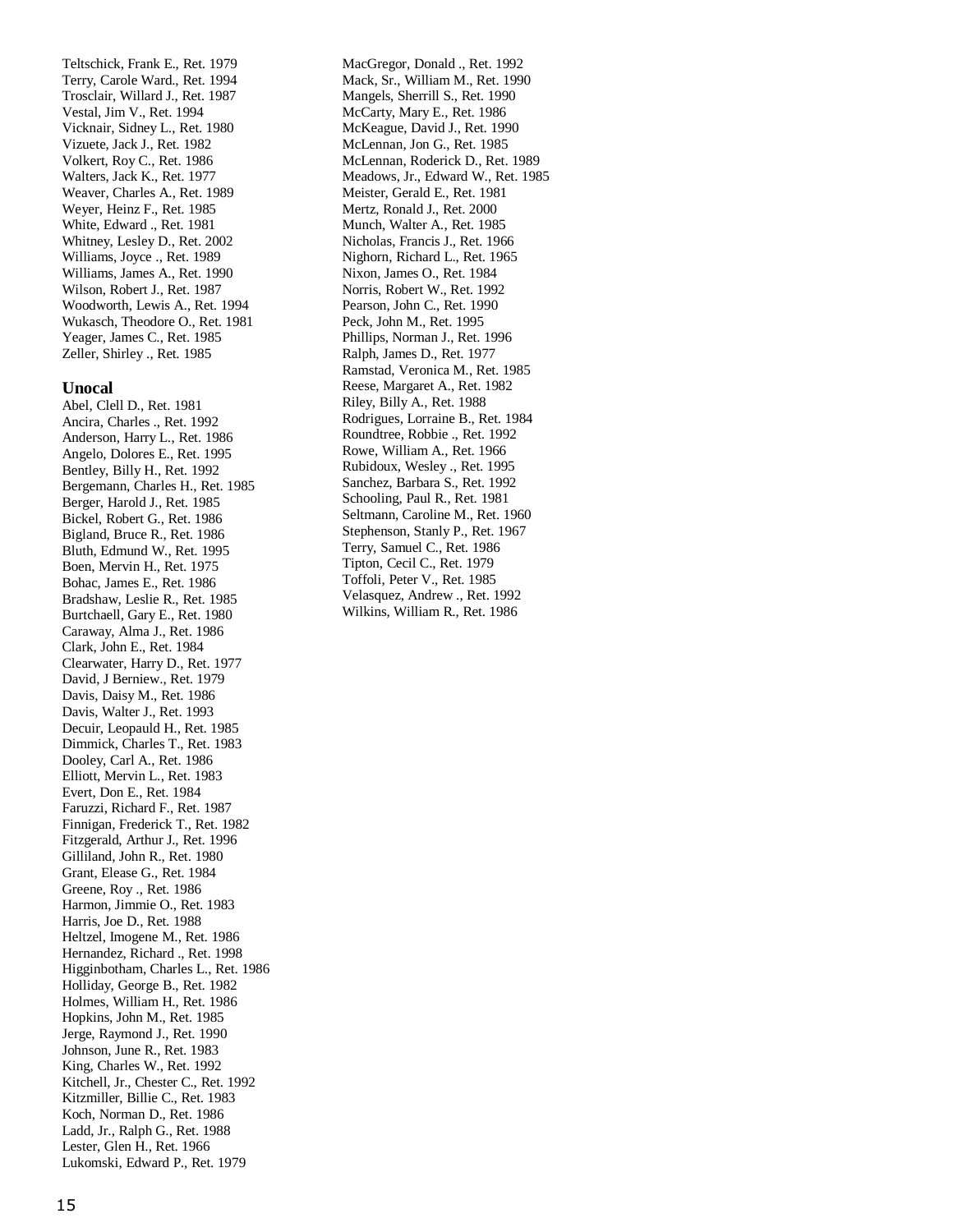Teltschick, Frank E., Ret. 1979
Terry, Carole Ward., Ret. 1994
Trosclair, Willard J., Ret. 1987
Vestal, Jim V., Ret. 1994
Vicknair, Sidney L., Ret. 1980
Vizuete, Jack J., Ret. 1982
Volkert, Roy C., Ret. 1986
Walters, Jack K., Ret. 1977
Weaver, Charles A., Ret. 1989
Weyer, Heinz F., Ret. 1985
White, Edward ., Ret. 1981
Whitney, Lesley D., Ret. 2002
Williams, Joyce ., Ret. 1989
Williams, James A., Ret. 1990
Wilson, Robert J., Ret. 1987
Woodworth, Lewis A., Ret. 1994
Wukasch, Theodore O., Ret. 1981
Yeager, James C., Ret. 1985
Zeller, Shirley ., Ret. 1985

**Unocal**

Abel, Clell D., Ret. 1981
Ancira, Charles ., Ret. 1992
Anderson, Harry L., Ret. 1986
Angelo, Dolores E., Ret. 1995
Bentley, Billy H., Ret. 1992
Bergemann, Charles H., Ret. 1985
Berger, Harold J., Ret. 1985
Bickel, Robert G., Ret. 1986
Bigland, Bruce R., Ret. 1986
Bluth, Edmund W., Ret. 1995
Boen, Mervin H., Ret. 1975
Bohac, James E., Ret. 1986
Bradshaw, Leslie R., Ret. 1985
Burtchaell, Gary E., Ret. 1980
Caraway, Alma J., Ret. 1986
Clark, John E., Ret. 1984
Clearwater, Harry D., Ret. 1977
David, J Berniew., Ret. 1979
Davis, Daisy M., Ret. 1986
Davis, Walter J., Ret. 1993
Decuir, Leopauld H., Ret. 1985
Dimmick, Charles T., Ret. 1983
Dooley, Carl A., Ret. 1986
Elliott, Mervin L., Ret. 1983
Evert, Don E., Ret. 1984
Faruzzi, Richard F., Ret. 1987
Finnigan, Frederick T., Ret. 1982
Fitzgerald, Arthur J., Ret. 1996
Gilliland, John R., Ret. 1980
Grant, Elease G., Ret. 1984
Greene, Roy ., Ret. 1986
Harmon, Jimmie O., Ret. 1983
Harris, Joe D., Ret. 1988
Heltzel, Imogene M., Ret. 1986
Hernandez, Richard ., Ret. 1998
Higginbotham, Charles L., Ret. 1986
Holliday, George B., Ret. 1982
Holmes, William H., Ret. 1986
Hopkins, John M., Ret. 1985
Jerge, Raymond J., Ret. 1990
Johnson, June R., Ret. 1983
King, Charles W., Ret. 1992
Kitchell, Jr., Chester C., Ret. 1992
Kitzmiller, Billie C., Ret. 1983
Koch, Norman D., Ret. 1986
Ladd, Jr., Ralph G., Ret. 1988
Lester, Glen H., Ret. 1966
Lukomski, Edward P., Ret. 1979
MacGregor, Donald ., Ret. 1992
Mack, Sr., William M., Ret. 1990
Mangels, Sherrill S., Ret. 1990
McCarty, Mary E., Ret. 1986
McKeague, David J., Ret. 1990
McLennan, Jon G., Ret. 1985
McLennan, Roderick D., Ret. 1989
Meadows, Jr., Edward W., Ret. 1985
Meister, Gerald E., Ret. 1981
Mertz, Ronald J., Ret. 2000
Munch, Walter A., Ret. 1985
Nicholas, Francis J., Ret. 1966
Nighorn, Richard L., Ret. 1965
Nixon, James O., Ret. 1984
Norris, Robert W., Ret. 1992
Pearson, John C., Ret. 1990
Peck, John M., Ret. 1995
Phillips, Norman J., Ret. 1996
Ralph, James D., Ret. 1977
Ramstad, Veronica M., Ret. 1985
Reese, Margaret A., Ret. 1982
Riley, Billy A., Ret. 1988
Rodrigues, Lorraine B., Ret. 1984
Roundtree, Robbie ., Ret. 1992
Rowe, William A., Ret. 1966
Rubidoux, Wesley ., Ret. 1995
Sanchez, Barbara S., Ret. 1992
Schooling, Paul R., Ret. 1981
Seltmann, Caroline M., Ret. 1960
Stephenson, Stanly P., Ret. 1967
Terry, Samuel C., Ret. 1986
Tipton, Cecil C., Ret. 1979
Toffoli, Peter V., Ret. 1985
Velasquez, Andrew ., Ret. 1992
Wilkins, William R., Ret. 1986